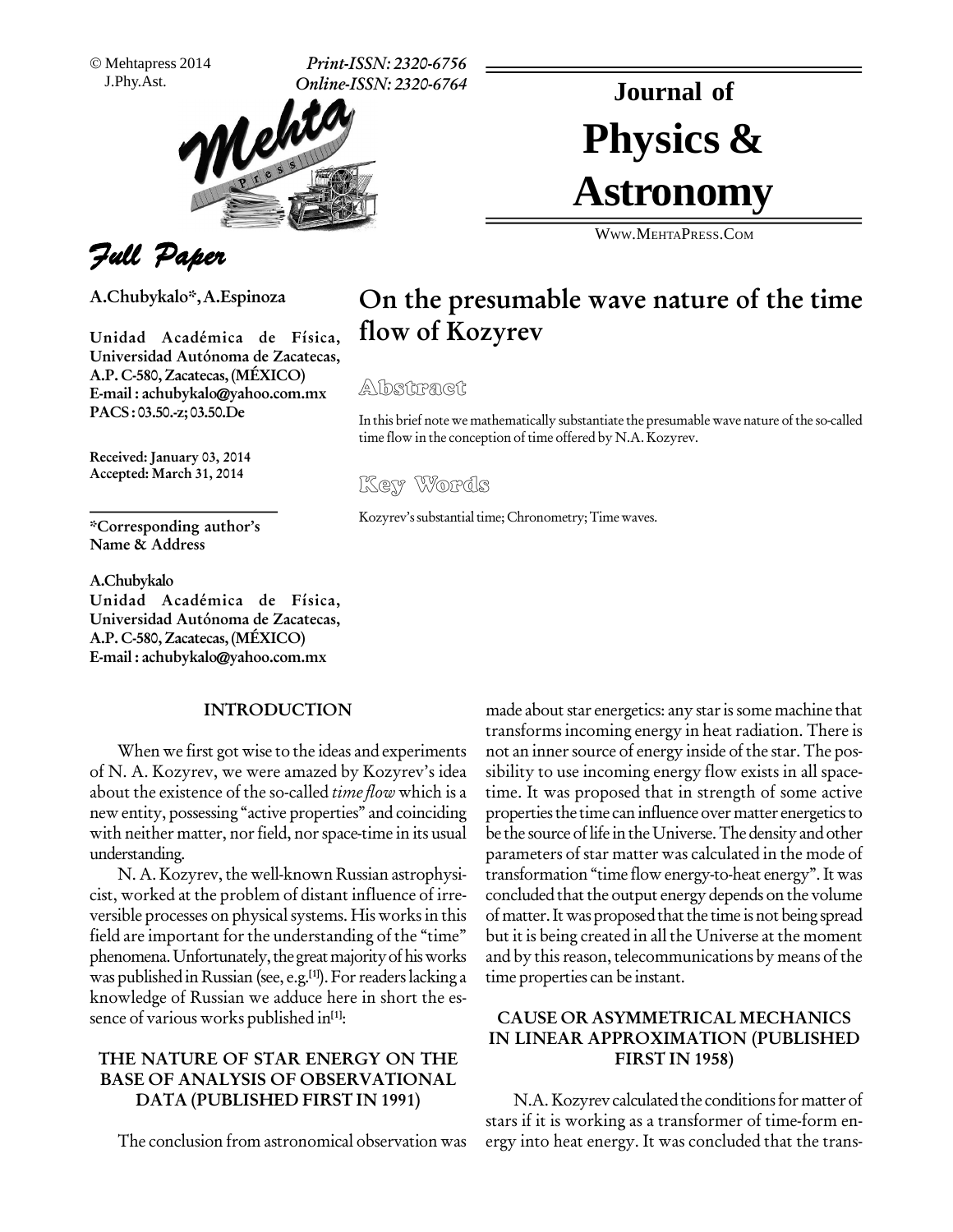# On the presumable wave nature of the time flow of Kozyrev

**A.Chubykalo*, A.Espinoza**

Unidad Académica de Física, Universidad Autónoma de Zacatecas, A.P. C-580, Zacatecas, (MÉXICO)
E-mail : achubykalo@yahoo.com.mx
PACS : 03.50.-z; 03.50.De

Received: January 03, 2014
Accepted: March 31, 2014

*Corresponding author's Name & Address

A.Chubykalo
Unidad Académica de Física, Universidad Autónoma de Zacatecas, A.P. C-580, Zacatecas, (MÉXICO)
E-mail : achubykalo@yahoo.com.mx

## Abstract

In this brief note we mathematically substantiate the presumable wave nature of the so-called time flow in the conception of time offered by N.A. Kozyrev.

## Key Words

Kozyrev's substantial time; Chronometry; Time waves.

## INTRODUCTION

When we first got wise to the ideas and experiments of N. A. Kozyrev, we were amazed by Kozyrev's idea about the existence of the so-called *time flow* which is a new entity, possessing "active properties" and coinciding with neither matter, nor field, nor space-time in its usual understanding.

N. A. Kozyrev, the well-known Russian astrophysicist, worked at the problem of distant influence of irreversible processes on physical systems. His works in this field are important for the understanding of the "time" phenomena. Unfortunately, the great majority of his works was published in Russian (see, e.g.[1]). For readers lacking a knowledge of Russian we adduce here in short the essence of various works published in[1]:

### THE NATURE OF STAR ENERGY ON THE BASE OF ANALYSIS OF OBSERVATIONAL DATA (PUBLISHED FIRST IN 1991)

The conclusion from astronomical observation was made about star energetics: any star is some machine that transforms incoming energy in heat radiation. There is not an inner source of energy inside of the star. The possibility to use incoming energy flow exists in all space-time. It was proposed that in strength of some active properties the time can influence over matter energetics to be the source of life in the Universe. The density and other parameters of star matter was calculated in the mode of transformation "time flow energy-to-heat energy". It was concluded that the output energy depends on the volume of matter. It was proposed that the time is not being spread but it is being created in all the Universe at the moment and by this reason, telecommunications by means of the time properties can be instant.

### CAUSE OR ASYMMETRICAL MECHANICS IN LINEAR APPROXIMATION (PUBLISHED FIRST IN 1958)

N.A. Kozyrev calculated the conditions for matter of stars if it is working as a transformer of time-form energy into heat energy. It was concluded that the trans-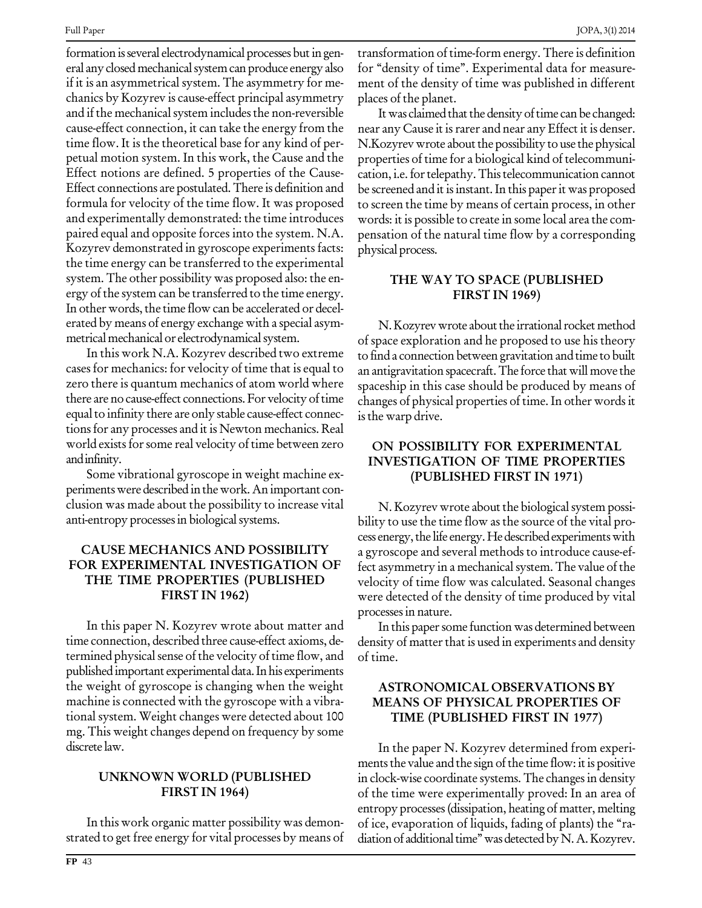formation is several electrodynamical processes but in general any closed mechanical system can produce energy also if it is an asymmetrical system. The asymmetry for mechanics by Kozyrev is cause-effect principal asymmetry and if the mechanical system includes the non-reversible cause-effect connection, it can take the energy from the time flow. It is the theoretical base for any kind of perpetual motion system. In this work, the Cause and the Effect notions are defined. 5 properties of the Cause-Effect connections are postulated. There is definition and formula for velocity of the time flow. It was proposed and experimentally demonstrated: the time introduces paired equal and opposite forces into the system. N.A. Kozyrev demonstrated in gyroscope experiments facts: the time energy can be transferred to the experimental system. The other possibility was proposed also: the energy of the system can be transferred to the time energy. In other words, the time flow can be accelerated or decelerated by means of energy exchange with a special asymmetrical mechanical or electrodynamical system.

In this work N.A. Kozyrev described two extreme cases for mechanics: for velocity of time that is equal to zero there is quantum mechanics of atom world where there are no cause-effect connections. For velocity of time equal to infinity there are only stable cause-effect connections for any processes and it is Newton mechanics. Real world exists for some real velocity of time between zero and infinity.

Some vibrational gyroscope in weight machine experiments were described in the work. An important conclusion was made about the possibility to increase vital anti-entropy processes in biological systems.

## CAUSE MECHANICS AND POSSIBILITY FOR EXPERIMENTAL INVESTIGATION OF THE TIME PROPERTIES (PUBLISHED FIRST IN 1962)

In this paper N. Kozyrev wrote about matter and time connection, described three cause-effect axioms, determined physical sense of the velocity of time flow, and published important experimental data. In his experiments the weight of gyroscope is changing when the weight machine is connected with the gyroscope with a vibrational system. Weight changes were detected about 100 mg. This weight changes depend on frequency by some discrete law.

## UNKNOWN WORLD (PUBLISHED FIRST IN 1964)

In this work organic matter possibility was demonstrated to get free energy for vital processes by means of transformation of time-form energy. There is definition for "density of time". Experimental data for measurement of the density of time was published in different places of the planet.

It was claimed that the density of time can be changed: near any Cause it is rarer and near any Effect it is denser. N.Kozyrev wrote about the possibility to use the physical properties of time for a biological kind of telecommunication, i.e. for telepathy. This telecommunication cannot be screened and it is instant. In this paper it was proposed to screen the time by means of certain process, in other words: it is possible to create in some local area the compensation of the natural time flow by a corresponding physical process.

## THE WAY TO SPACE (PUBLISHED FIRST IN 1969)

N. Kozyrev wrote about the irrational rocket method of space exploration and he proposed to use his theory to find a connection between gravitation and time to built an antigravitation spacecraft. The force that will move the spaceship in this case should be produced by means of changes of physical properties of time. In other words it is the warp drive.

## ON POSSIBILITY FOR EXPERIMENTAL INVESTIGATION OF TIME PROPERTIES (PUBLISHED FIRST IN 1971)

N. Kozyrev wrote about the biological system possibility to use the time flow as the source of the vital process energy, the life energy. He described experiments with a gyroscope and several methods to introduce cause-effect asymmetry in a mechanical system. The value of the velocity of time flow was calculated. Seasonal changes were detected of the density of time produced by vital processes in nature.

In this paper some function was determined between density of matter that is used in experiments and density of time.

## ASTRONOMICAL OBSERVATIONS BY MEANS OF PHYSICAL PROPERTIES OF TIME (PUBLISHED FIRST IN 1977)

In the paper N. Kozyrev determined from experiments the value and the sign of the time flow: it is positive in clock-wise coordinate systems. The changes in density of the time were experimentally proved: In an area of entropy processes (dissipation, heating of matter, melting of ice, evaporation of liquids, fading of plants) the "radiation of additional time" was detected by N. A. Kozyrev.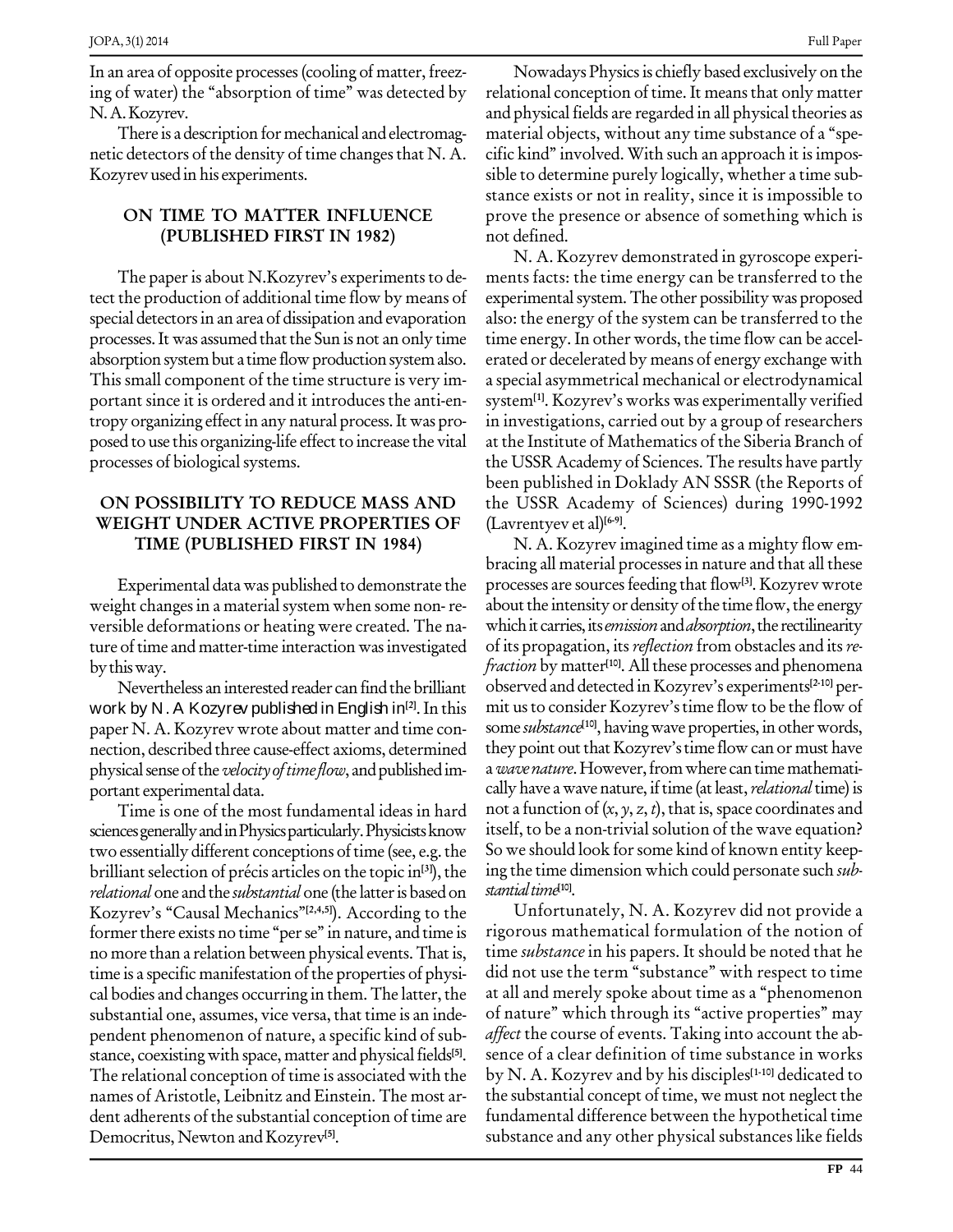In an area of opposite processes (cooling of matter, freezing of water) the "absorption of time" was detected by N. A. Kozyrev.

There is a description for mechanical and electromagnetic detectors of the density of time changes that N. A. Kozyrev used in his experiments.

## ON TIME TO MATTER INFLUENCE (PUBLISHED FIRST IN 1982)

The paper is about N.Kozyrev's experiments to detect the production of additional time flow by means of special detectors in an area of dissipation and evaporation processes. It was assumed that the Sun is not an only time absorption system but a time flow production system also. This small component of the time structure is very important since it is ordered and it introduces the anti-entropy organizing effect in any natural process. It was proposed to use this organizing-life effect to increase the vital processes of biological systems.

## ON POSSIBILITY TO REDUCE MASS AND WEIGHT UNDER ACTIVE PROPERTIES OF TIME (PUBLISHED FIRST IN 1984)

Experimental data was published to demonstrate the weight changes in a material system when some non- reversible deformations or heating were created. The nature of time and matter-time interaction was investigated by this way.

Nevertheless an interested reader can find the brilliant work by N. A Kozyrev published in English in[2]. In this paper N. A. Kozyrev wrote about matter and time connection, described three cause-effect axioms, determined physical sense of the *velocity of time flow*, and published important experimental data.

Time is one of the most fundamental ideas in hard sciences generally and in Physics particularly. Physicists know two essentially different conceptions of time (see, e.g. the brilliant selection of précis articles on the topic in[3]), the *relational* one and the *substantial* one (the latter is based on Kozyrev's "Causal Mechanics"[2,4,5]). According to the former there exists no time "per se" in nature, and time is no more than a relation between physical events. That is, time is a specific manifestation of the properties of physical bodies and changes occurring in them. The latter, the substantial one, assumes, vice versa, that time is an independent phenomenon of nature, a specific kind of substance, coexisting with space, matter and physical fields[5]. The relational conception of time is associated with the names of Aristotle, Leibnitz and Einstein. The most ardent adherents of the substantial conception of time are Democritus, Newton and Kozyrev[5].

Nowadays Physics is chiefly based exclusively on the relational conception of time. It means that only matter and physical fields are regarded in all physical theories as material objects, without any time substance of a "specific kind" involved. With such an approach it is impossible to determine purely logically, whether a time substance exists or not in reality, since it is impossible to prove the presence or absence of something which is not defined.

N. A. Kozyrev demonstrated in gyroscope experiments facts: the time energy can be transferred to the experimental system. The other possibility was proposed also: the energy of the system can be transferred to the time energy. In other words, the time flow can be accelerated or decelerated by means of energy exchange with a special asymmetrical mechanical or electrodynamical system[1]. Kozyrev's works was experimentally verified in investigations, carried out by a group of researchers at the Institute of Mathematics of the Siberia Branch of the USSR Academy of Sciences. The results have partly been published in Doklady AN SSSR (the Reports of the USSR Academy of Sciences) during 1990-1992 (Lavrentyev et al)[6-9].

N. A. Kozyrev imagined time as a mighty flow embracing all material processes in nature and that all these processes are sources feeding that flow[3]. Kozyrev wrote about the intensity or density of the time flow, the energy which it carries, its *emission* and *absorption*, the rectilinearity of its propagation, its *reflection* from obstacles and its *refraction* by matter[10]. All these processes and phenomena observed and detected in Kozyrev's experiments[2-10] permit us to consider Kozyrev's time flow to be the flow of some *substance*[10], having wave properties, in other words, they point out that Kozyrev's time flow can or must have a *wave nature*. However, from where can time mathematically have a wave nature, if time (at least, *relational* time) is not a function of $(x, y, z, t)$, that is, space coordinates and itself, to be a non-trivial solution of the wave equation? So we should look for some kind of known entity keeping the time dimension which could personate such *substantial time*[10].

Unfortunately, N. A. Kozyrev did not provide a rigorous mathematical formulation of the notion of time *substance* in his papers. It should be noted that he did not use the term "substance" with respect to time at all and merely spoke about time as a "phenomenon of nature" which through its "active properties" may *affect* the course of events. Taking into account the absence of a clear definition of time substance in works by N. A. Kozyrev and by his disciples[1-10] dedicated to the substantial concept of time, we must not neglect the fundamental difference between the hypothetical time substance and any other physical substances like fields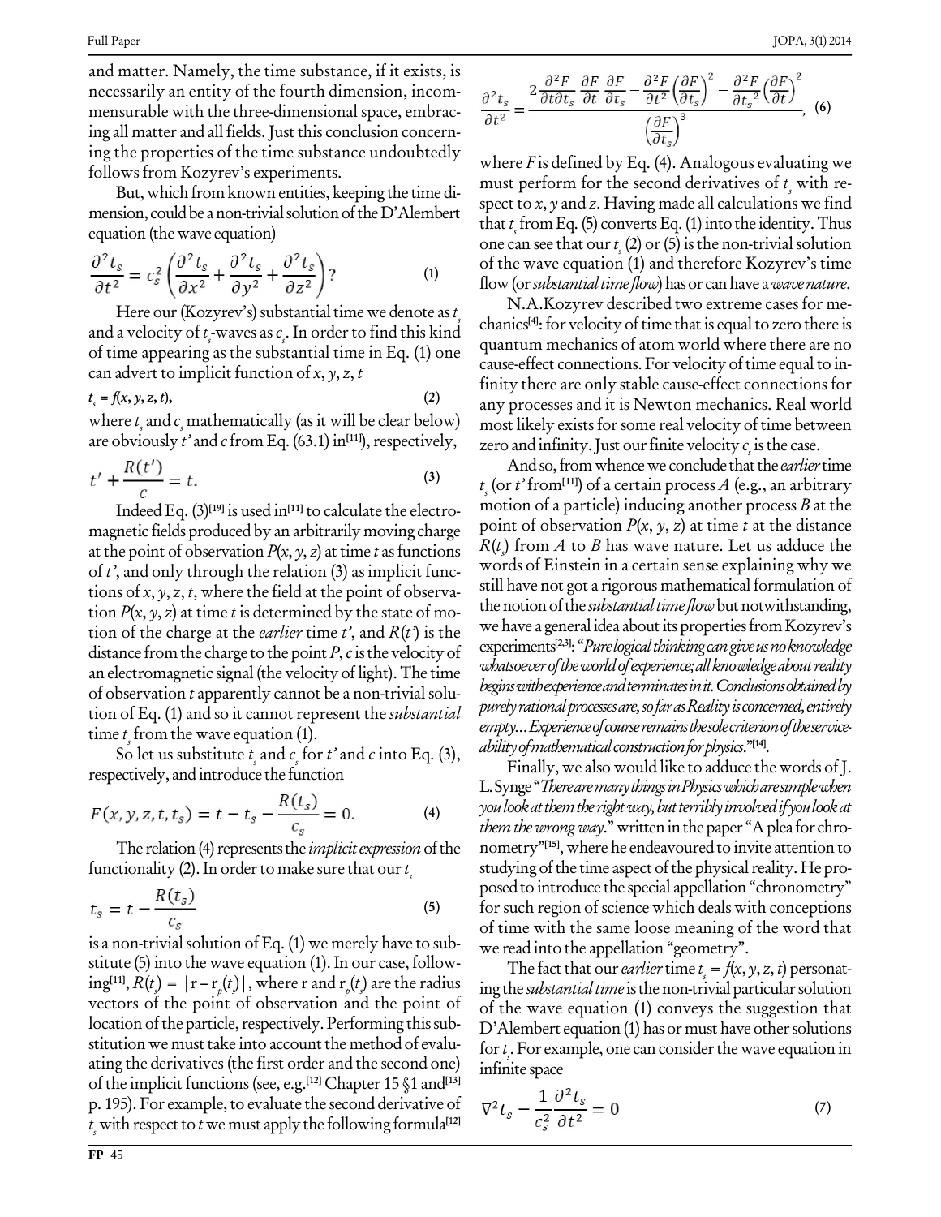and matter. Namely, the time substance, if it exists, is necessarily an entity of the fourth dimension, incommensurable with the three-dimensional space, embracing all matter and all fields. Just this conclusion concerning the properties of the time substance undoubtedly follows from Kozyrev's experiments.

But, which from known entities, keeping the time dimension, could be a non-trivial solution of the D'Alembert equation (the wave equation)

$$\frac{\partial^2 t_s}{\partial t^2} = c_s^2 \left( \frac{\partial^2 t_s}{\partial x^2} + \frac{\partial^2 t_s}{\partial y^2} + \frac{\partial^2 t_s}{\partial z^2} \right)? \tag{1}$$

Here our (Kozyrev's) substantial time we denote as $t_s$ and a velocity of $t_s$-waves as $c_s$. In order to find this kind of time appearing as the substantial time in Eq. (1) one can advert to implicit function of $x, y, z, t$

$$t_s = f(x, y, z, t), \tag{2}$$

where $t_s$ and $c_s$ mathematically (as it will be clear below) are obviously $t'$ and $c$ from Eq. (63.1) in[11]), respectively,

$$t' + \frac{R(t')}{c} = t. \tag{3}$$

Indeed Eq. (3)[19] is used in[11] to calculate the electromagnetic fields produced by an arbitrarily moving charge at the point of observation $P(x, y, z)$ at time $t$ as functions of $t'$, and only through the relation (3) as implicit functions of $x, y, z, t$, where the field at the point of observation $P(x, y, z)$ at time $t$ is determined by the state of motion of the charge at the *earlier* time $t'$, and $R(t')$ is the distance from the charge to the point $P$, $c$ is the velocity of an electromagnetic signal (the velocity of light). The time of observation $t$ apparently cannot be a non-trivial solution of Eq. (1) and so it cannot represent the *substantial* time $t_s$ from the wave equation (1).

So let us substitute $t_s$ and $c_s$ for $t'$ and $c$ into Eq. (3), respectively, and introduce the function

$$F(x, y, z, t, t_s) = t - t_s - \frac{R(t_s)}{c_s} = 0. \tag{4}$$

The relation (4) represents the *implicit expression* of the functionality (2). In order to make sure that our $t_s$

$$t_s = t - \frac{R(t_s)}{c_s} \tag{5}$$

is a non-trivial solution of Eq. (1) we merely have to substitute (5) into the wave equation (1). In our case, following[11], $R(t_s) = |\mathrm{r} - \mathrm{r}_p(t_s)|$, where r and $\mathrm{r}_p(t)$ are the radius vectors of the point of observation and the point of location of the particle, respectively. Performing this substitution we must take into account the method of evaluating the derivatives (the first order and the second one) of the implicit functions (see, e.g.[12] Chapter 15 §1 and[13] p. 195). For example, to evaluate the second derivative of $t_s$ with respect to $t$ we must apply the following formula[12]

$$\frac{\partial^2 t_s}{\partial t^2} = \frac{2\frac{\partial^2 F}{\partial t \partial t_s}\frac{\partial F}{\partial t}\frac{\partial F}{\partial t_s} - \frac{\partial^2 F}{\partial t^2}\left(\frac{\partial F}{\partial t_s}\right)^2 - \frac{\partial^2 F}{\partial t_s^2}\left(\frac{\partial F}{\partial t}\right)^2}{\left(\frac{\partial F}{\partial t_s}\right)^3}, \tag{6}$$

where $F$ is defined by Eq. (4). Analogous evaluating we must perform for the second derivatives of $t_s$ with respect to $x$, $y$ and $z$. Having made all calculations we find that $t_s$ from Eq. (5) converts Eq. (1) into the identity. Thus one can see that our $t_s$ (2) or (5) is the non-trivial solution of the wave equation (1) and therefore Kozyrev's time flow (or *substantial time flow*) has or can have a *wave nature*.

N.A.Kozyrev described two extreme cases for mechanics[4]: for velocity of time that is equal to zero there is quantum mechanics of atom world where there are no cause-effect connections. For velocity of time equal to infinity there are only stable cause-effect connections for any processes and it is Newton mechanics. Real world most likely exists for some real velocity of time between zero and infinity. Just our finite velocity $c_s$ is the case.

And so, from whence we conclude that the *earlier* time $t_s$ (or $t'$ from[11]) of a certain process $A$ (e.g., an arbitrary motion of a particle) inducing another process $B$ at the point of observation $P(x, y, z)$ at time $t$ at the distance $R(t_s)$ from $A$ to $B$ has wave nature. Let us adduce the words of Einstein in a certain sense explaining why we still have not got a rigorous mathematical formulation of the notion of the *substantial time flow* but notwithstanding, we have a general idea about its properties from Kozyrev's experiments[2,3]: "*Pure logical thinking can give us no knowledge whatsoever of the world of experience; all knowledge about reality begins with experience and terminates in it. Conclusions obtained by purely rational processes are, so far as Reality is concerned, entirely empty…Experience of course remains the sole criterion of the serviceability of mathematical construction for physics.*"[14].

Finally, we also would like to adduce the words of J. L. Synge "*There are many things in Physics which are simple when you look at them the right way, but terribly involved if you look at them the wrong way.*" written in the paper "A plea for chronometry"[15], where he endeavoured to invite attention to studying of the time aspect of the physical reality. He proposed to introduce the special appellation "chronometry" for such region of science which deals with conceptions of time with the same loose meaning of the word that we read into the appellation "geometry".

The fact that our *earlier* time $t_s = f(x, y, z, t)$ personating the *substantial time* is the non-trivial particular solution of the wave equation (1) conveys the suggestion that D'Alembert equation (1) has or must have other solutions for $t_s$. For example, one can consider the wave equation in infinite space

$$\nabla^2 t_s - \frac{1}{c_s^2}\frac{\partial^2 t_s}{\partial t^2} = 0 \tag{7}$$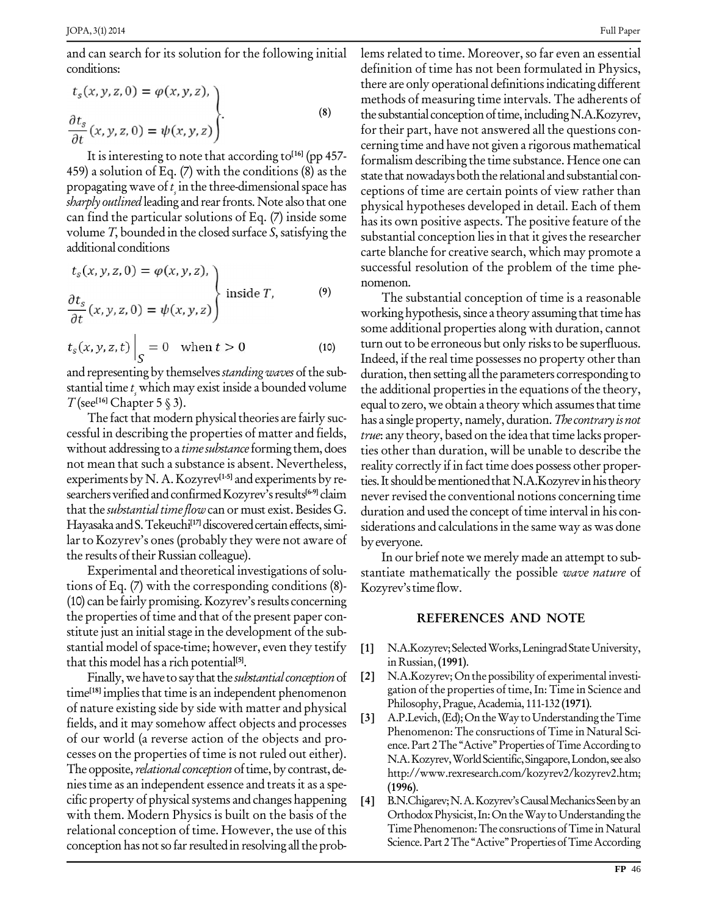and can search for its solution for the following initial conditions:

$$\left.\begin{aligned} t_s(x,y,z,0) &= \varphi(x,y,z), \\ \frac{\partial t_s}{\partial t}(x,y,z,0) &= \psi(x,y,z) \end{aligned}\right\}. \tag{8}$$

It is interesting to note that according to[16] (pp 457-459) a solution of Eq. (7) with the conditions (8) as the propagating wave of $t_s$ in the three-dimensional space has *sharply outlined* leading and rear fronts. Note also that one can find the particular solutions of Eq. (7) inside some volume $T$, bounded in the closed surface $S$, satisfying the additional conditions

$$\left.\begin{aligned} t_s(x,y,z,0) &= \varphi(x,y,z), \\ \frac{\partial t_s}{\partial t}(x,y,z,0) &= \psi(x,y,z) \end{aligned}\right\} \text{ inside } T, \tag{9}$$

$$t_s(x,y,z,t)\Big|_S = 0 \quad \text{when } t > 0 \tag{10}$$

and representing by themselves *standing waves* of the substantial time $t_s$ which may exist inside a bounded volume $T$ (see[16] Chapter 5 § 3).

The fact that modern physical theories are fairly successful in describing the properties of matter and fields, without addressing to a *time substance* forming them, does not mean that such a substance is absent. Nevertheless, experiments by N. A. Kozyrev[1-5] and experiments by researchers verified and confirmed Kozyrev's results[6-9] claim that the *substantial time flow* can or must exist. Besides G. Hayasaka and S. Tekeuchi[17] discovered certain effects, similar to Kozyrev's ones (probably they were not aware of the results of their Russian colleague).

Experimental and theoretical investigations of solutions of Eq. (7) with the corresponding conditions (8)-(10) can be fairly promising. Kozyrev's results concerning the properties of time and that of the present paper constitute just an initial stage in the development of the substantial model of space-time; however, even they testify that this model has a rich potential[5].

Finally, we have to say that the *substantial conception* of time[18] implies that time is an independent phenomenon of nature existing side by side with matter and physical fields, and it may somehow affect objects and processes of our world (a reverse action of the objects and processes on the properties of time is not ruled out either). The opposite, *relational conception* of time, by contrast, denies time as an independent essence and treats it as a specific property of physical systems and changes happening with them. Modern Physics is built on the basis of the relational conception of time. However, the use of this conception has not so far resulted in resolving all the problems related to time. Moreover, so far even an essential definition of time has not been formulated in Physics, there are only operational definitions indicating different methods of measuring time intervals. The adherents of the substantial conception of time, including N.A.Kozyrev, for their part, have not answered all the questions concerning time and have not given a rigorous mathematical formalism describing the time substance. Hence one can state that nowadays both the relational and substantial conceptions of time are certain points of view rather than physical hypotheses developed in detail. Each of them has its own positive aspects. The positive feature of the substantial conception lies in that it gives the researcher carte blanche for creative search, which may promote a successful resolution of the problem of the time phenomenon.

The substantial conception of time is a reasonable working hypothesis, since a theory assuming that time has some additional properties along with duration, cannot turn out to be erroneous but only risks to be superfluous. Indeed, if the real time possesses no property other than duration, then setting all the parameters corresponding to the additional properties in the equations of the theory, equal to zero, we obtain a theory which assumes that time has a single property, namely, duration. *The contrary is not true*: any theory, based on the idea that time lacks properties other than duration, will be unable to describe the reality correctly if in fact time does possess other properties. It should be mentioned that N.A.Kozyrev in his theory never revised the conventional notions concerning time duration and used the concept of time interval in his considerations and calculations in the same way as was done by everyone.

In our brief note we merely made an attempt to substantiate mathematically the possible *wave nature* of Kozyrev's time flow.

## REFERENCES AND NOTE

[1] N.A.Kozyrev; Selected Works, Leningrad State University, in Russian, **(1991)**.

[2] N.A.Kozyrev; On the possibility of experimental investigation of the properties of time, In: Time in Science and Philosophy, Prague, Academia, 111-132 **(1971)**.

[3] A.P.Levich, (Ed); On the Way to Understanding the Time Phenomenon: The consructions of Time in Natural Science. Part 2 The "Active" Properties of Time According to N.A. Kozyrev, World Scientific, Singapore, London, see also http://www.rexresearch.com/kozyrev2/kozyrev2.htm; **(1996)**.

[4] B.N.Chigarev; N. A. Kozyrev's Causal Mechanics Seen by an Orthodox Physicist, In: On the Way to Understanding the Time Phenomenon: The consructions of Time in Natural Science. Part 2 The "Active" Properties of Time According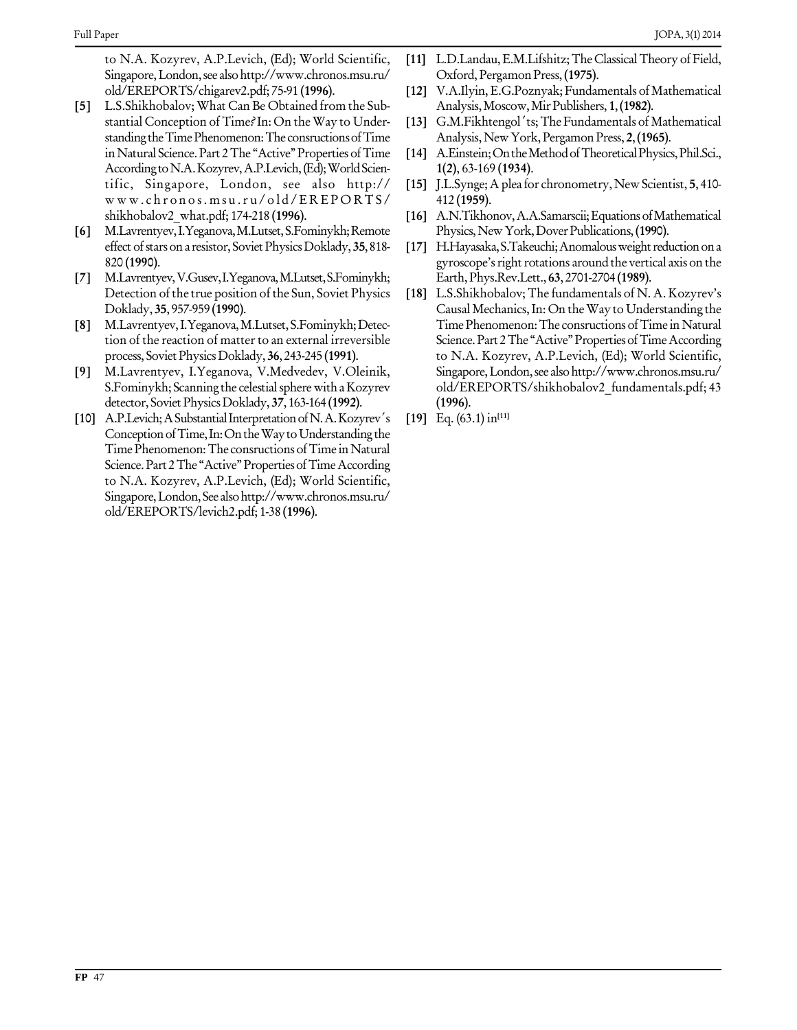to N.A. Kozyrev, A.P.Levich, (Ed); World Scientific, Singapore, London, see also http://www.chronos.msu.ru/old/EREPORTS/chigarev2.pdf; 75-91 **(1996)**.

**[5]** L.S.Shikhobalov; What Can Be Obtained from the Substantial Conception of Time? In: On the Way to Understanding the Time Phenomenon: The consructions of Time in Natural Science. Part 2 The "Active" Properties of Time According to N.A. Kozyrev, A.P.Levich, (Ed); World Scientific, Singapore, London, see also http://www.chronos.msu.ru/old/EREPORTS/shikhobalov2_what.pdf; 174-218 **(1996)**.

**[6]** M.Lavrentyev, I.Yeganova, M.Lutset, S.Fominykh; Remote effect of stars on a resistor, Soviet Physics Doklady, **35**, 818-820 **(1990)**.

**[7]** M.Lavrentyev, V.Gusev, I.Yeganova, M.Lutset, S.Fominykh; Detection of the true position of the Sun, Soviet Physics Doklady, **35**, 957-959 **(1990)**.

**[8]** M.Lavrentyev, I.Yeganova, M.Lutset, S.Fominykh; Detection of the reaction of matter to an external irreversible process, Soviet Physics Doklady, **36**, 243-245 **(1991)**.

**[9]** M.Lavrentyev, I.Yeganova, V.Medvedev, V.Oleinik, S.Fominykh; Scanning the celestial sphere with a Kozyrev detector, Soviet Physics Doklady, **37**, 163-164 **(1992)**.

**[10]** A.P.Levich; A Substantial Interpretation of N. A. Kozyrev´s Conception of Time, In: On the Way to Understanding the Time Phenomenon: The consructions of Time in Natural Science. Part 2 The "Active" Properties of Time According to N.A. Kozyrev, A.P.Levich, (Ed); World Scientific, Singapore, London, See also http://www.chronos.msu.ru/old/EREPORTS/levich2.pdf; 1-38 **(1996)**.

**[11]** L.D.Landau, E.M.Lifshitz; The Classical Theory of Field, Oxford, Pergamon Press, **(1975)**.

**[12]** V.A.Ilyin, E.G.Poznyak; Fundamentals of Mathematical Analysis, Moscow, Mir Publishers, **1**, **(1982)**.

**[13]** G.M.Fikhtengol´ts; The Fundamentals of Mathematical Analysis, New York, Pergamon Press, **2**, **(1965)**.

**[14]** A.Einstein; On the Method of Theoretical Physics, Phil.Sci., **1(2)**, 63-169 **(1934)**.

**[15]** J.L.Synge; A plea for chronometry, New Scientist, **5**, 410-412 **(1959)**.

**[16]** A.N.Tikhonov, A.A.Samarscii; Equations of Mathematical Physics, New York, Dover Publications, **(1990)**.

**[17]** H.Hayasaka, S.Takeuchi; Anomalous weight reduction on a gyroscope's right rotations around the vertical axis on the Earth, Phys.Rev.Lett., **63**, 2701-2704 **(1989)**.

**[18]** L.S.Shikhobalov; The fundamentals of N. A. Kozyrev's Causal Mechanics, In: On the Way to Understanding the Time Phenomenon: The consructions of Time in Natural Science. Part 2 The "Active" Properties of Time According to N.A. Kozyrev, A.P.Levich, (Ed); World Scientific, Singapore, London, see also http://www.chronos.msu.ru/old/EREPORTS/shikhobalov2_fundamentals.pdf; 43 **(1996)**.

**[19]** Eq. (63.1) in[11]